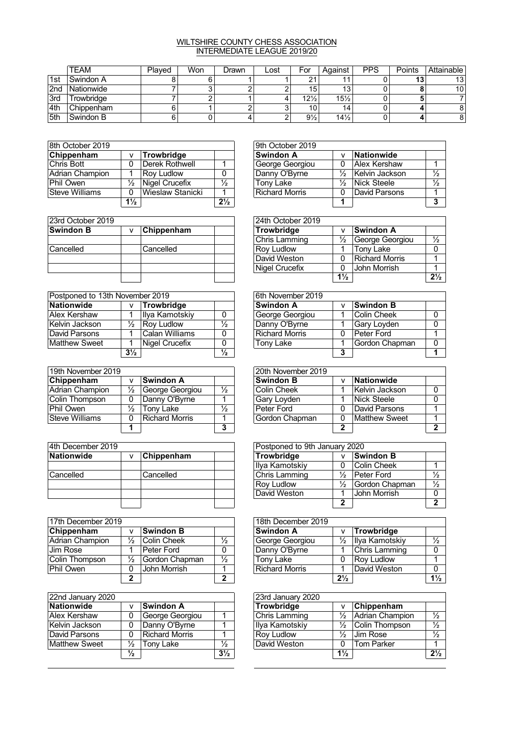# WILTSHIRE COUNTY CHESS ASSOCIATION
## INTERMEDIATE LEAGUE 2019/20

| | TEAM | Played | Won | Drawn | Lost | For | Against | PPS | Points | Attainable |
|---|---|---|---|---|---|---|---|---|---|---|
| 1st | Swindon A | 8 | 6 | 1 | 1 | 21 | 11 | 0 | **13** | 13 |
| 2nd | Nationwide | 7 | 3 | 2 | 2 | 15 | 13 | 0 | **8** | 10 |
| 3rd | Trowbridge | 7 | 2 | 1 | 4 | 12½ | 15½ | 0 | **5** | 7 |
| 4th | Chippenham | 6 | 1 | 2 | 3 | 10 | 14 | 0 | **4** | 8 |
| 5th | Swindon B | 6 | 0 | 4 | 2 | 9½ | 14½ | 0 | **4** | 8 |

| 8th October 2019 | | | |
|---|---|---|---|
| **Chippenham** | v | **Trowbridge** | |
| Chris Bott | 0 | Derek Rothwell | 1 |
| Adrian Champion | 1 | Roy Ludlow | 0 |
| Phil Owen | ½ | Nigel Crucefix | ½ |
| Steve Williams | 0 | Wieslaw Stanicki | 1 |
| | **1½** | | **2½** |

| 9th October 2019 | | | |
|---|---|---|---|
| **Swindon A** | v | **Nationwide** | |
| George Georgiou | 0 | Alex Kershaw | 1 |
| Danny O'Byrne | ½ | Kelvin Jackson | ½ |
| Tony Lake | ½ | Nick Steele | ½ |
| Richard Morris | 0 | David Parsons | 1 |
| | **1** | | **3** |

| 23rd October 2019 | | | |
|---|---|---|---|
| **Swindon B** | v | **Chippenham** | |
| | | | |
| Cancelled | | Cancelled | |
| | | | |
| | | | |
| | | | |

| 24th October 2019 | | | |
|---|---|---|---|
| **Trowbridge** | v | **Swindon A** | |
| Chris Lamming | ½ | George Georgiou | ½ |
| Roy Ludlow | 1 | Tony Lake | 0 |
| David Weston | 0 | Richard Morris | 1 |
| Nigel Crucefix | 0 | John Morrish | 1 |
| | **1½** | | **2½** |

| Postponed to 13th November 2019 | | | |
|---|---|---|---|
| **Nationwide** | v | **Trowbridge** | |
| Alex Kershaw | 1 | Ilya Kamotskiy | 0 |
| Kelvin Jackson | ½ | Roy Ludlow | ½ |
| David Parsons | 1 | Calan Williams | 0 |
| Matthew Sweet | 1 | Nigel Crucefix | 0 |
| | **3½** | | **½** |

| 6th November 2019 | | | |
|---|---|---|---|
| **Swindon A** | v | **Swindon B** | |
| George Georgiou | 1 | Colin Cheek | 0 |
| Danny O'Byrne | 1 | Gary Loyden | 0 |
| Richard Morris | 0 | Peter Ford | 1 |
| Tony Lake | 1 | Gordon Chapman | 0 |
| | **3** | | **1** |

| 19th November 2019 | | | |
|---|---|---|---|
| **Chippenham** | v | **Swindon A** | |
| Adrian Champion | ½ | George Georgiou | ½ |
| Colin Thompson | 0 | Danny O'Byrne | 1 |
| Phil Owen | ½ | Tony Lake | ½ |
| Steve Williams | 0 | Richard Morris | 1 |
| | **1** | | **3** |

| 20th November 2019 | | | |
|---|---|---|---|
| **Swindon B** | v | **Nationwide** | |
| Colin Cheek | 1 | Kelvin Jackson | 0 |
| Gary Loyden | 1 | Nick Steele | 0 |
| Peter Ford | 0 | David Parsons | 1 |
| Gordon Chapman | 0 | Matthew Sweet | 1 |
| | **2** | | **2** |

| 4th December 2019 | | | |
|---|---|---|---|
| **Nationwide** | v | **Chippenham** | |
| | | | |
| Cancelled | | Cancelled | |
| | | | |
| | | | |
| | | | |

| Postponed to 9th January 2020 | | | |
|---|---|---|---|
| **Trowbridge** | v | **Swindon B** | |
| Ilya Kamotskiy | 0 | Colin Cheek | 1 |
| Chris Lamming | ½ | Peter Ford | ½ |
| Roy Ludlow | ½ | Gordon Chapman | ½ |
| David Weston | 1 | John Morrish | 0 |
| | **2** | | **2** |

| 17th December 2019 | | | |
|---|---|---|---|
| **Chippenham** | v | **Swindon B** | |
| Adrian Champion | ½ | Colin Cheek | ½ |
| Jim Rose | 1 | Peter Ford | 0 |
| Colin Thompson | ½ | Gordon Chapman | ½ |
| Phil Owen | 0 | John Morrish | 1 |
| | **2** | | **2** |

| 18th December 2019 | | | |
|---|---|---|---|
| **Swindon A** | v | **Trowbridge** | |
| George Georgiou | ½ | Ilya Kamotskiy | ½ |
| Danny O'Byrne | 1 | Chris Lamming | 0 |
| Tony Lake | 0 | Roy Ludlow | 1 |
| Richard Morris | 1 | David Weston | 0 |
| | **2½** | | **1½** |

| 22nd January 2020 | | | |
|---|---|---|---|
| **Nationwide** | v | **Swindon A** | |
| Alex Kershaw | 0 | George Georgiou | 1 |
| Kelvin Jackson | 0 | Danny O'Byrne | 1 |
| David Parsons | 0 | Richard Morris | 1 |
| Matthew Sweet | ½ | Tony Lake | ½ |
| | **½** | | **3½** |

| 23rd January 2020 | | | |
|---|---|---|---|
| **Trowbridge** | v | **Chippenham** | |
| Chris Lamming | ½ | Adrian Champion | ½ |
| Ilya Kamotskiy | ½ | Colin Thompson | ½ |
| Roy Ludlow | ½ | Jim Rose | ½ |
| David Weston | 0 | Tom Parker | 1 |
| | **1½** | | **2½** |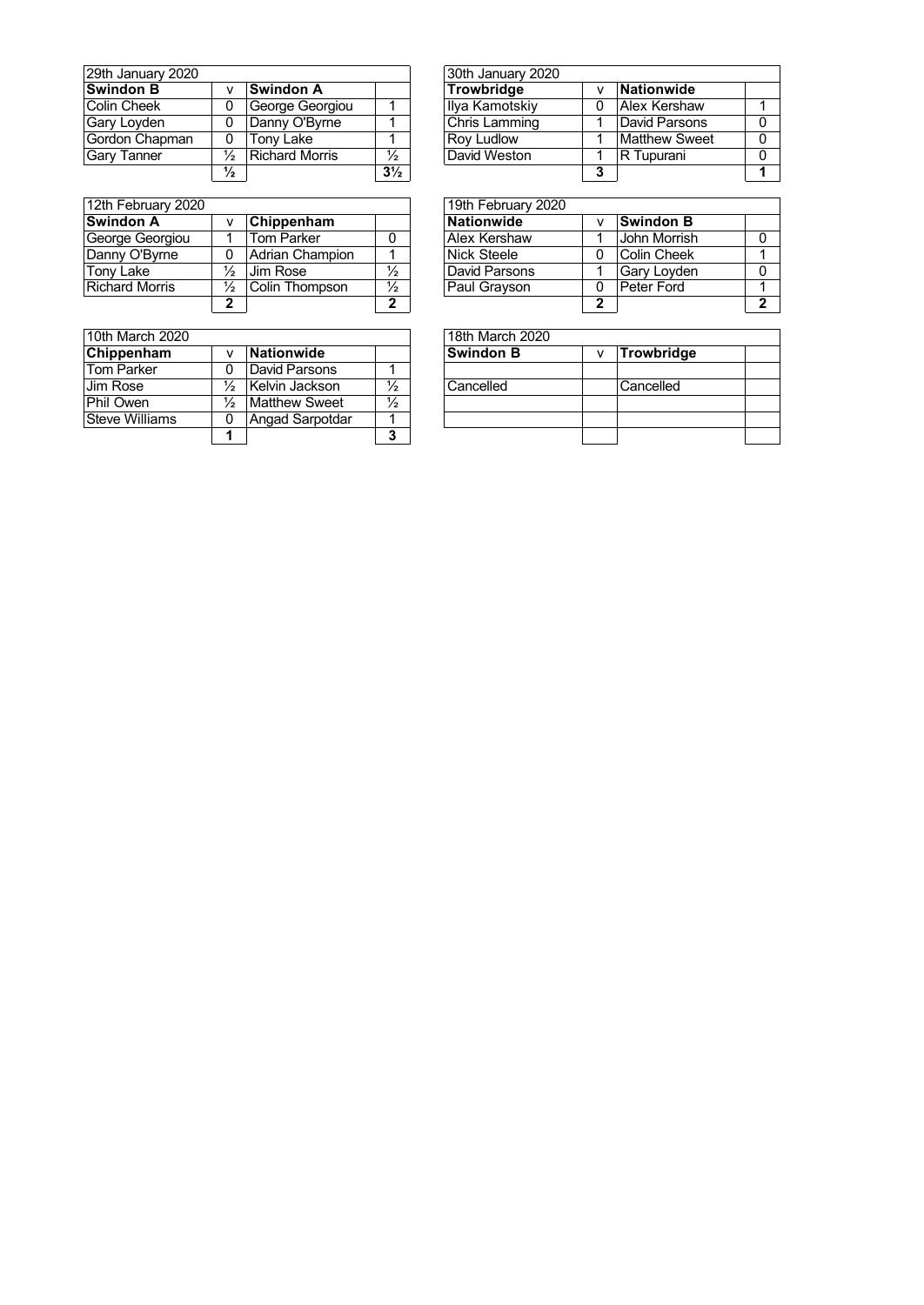| 29th January 2020 | | | |
|---|---|---|---|
| **Swindon B** | v | **Swindon A** | |
| Colin Cheek | 0 | George Georgiou | 1 |
| Gary Loyden | 0 | Danny O'Byrne | 1 |
| Gordon Chapman | 0 | Tony Lake | 1 |
| Gary Tanner | ½ | Richard Morris | ½ |
| | ½ | | 3½ |

| 30th January 2020 | | | |
|---|---|---|---|
| **Trowbridge** | v | **Nationwide** | |
| Ilya Kamotskiy | 0 | Alex Kershaw | 1 |
| Chris Lamming | 1 | David Parsons | 0 |
| Roy Ludlow | 1 | Matthew Sweet | 0 |
| David Weston | 1 | R Tupurani | 0 |
| | 3 | | 1 |

| 12th February 2020 | | | |
|---|---|---|---|
| **Swindon A** | v | **Chippenham** | |
| George Georgiou | 1 | Tom Parker | 0 |
| Danny O'Byrne | 0 | Adrian Champion | 1 |
| Tony Lake | ½ | Jim Rose | ½ |
| Richard Morris | ½ | Colin Thompson | ½ |
| | 2 | | 2 |

| 19th February 2020 | | | |
|---|---|---|---|
| **Nationwide** | v | **Swindon B** | |
| Alex Kershaw | 1 | John Morrish | 0 |
| Nick Steele | 0 | Colin Cheek | 1 |
| David Parsons | 1 | Gary Loyden | 0 |
| Paul Grayson | 0 | Peter Ford | 1 |
| | 2 | | 2 |

| 10th March 2020 | | | |
|---|---|---|---|
| **Chippenham** | v | **Nationwide** | |
| Tom Parker | 0 | David Parsons | 1 |
| Jim Rose | ½ | Kelvin Jackson | ½ |
| Phil Owen | ½ | Matthew Sweet | ½ |
| Steve Williams | 0 | Angad Sarpotdar | 1 |
| | 1 | | 3 |

| 18th March 2020 | | | |
|---|---|---|---|
| **Swindon B** | v | **Trowbridge** | |
| | | | |
| Cancelled | | Cancelled | |
| | | | |
| | | | |
| | | | |